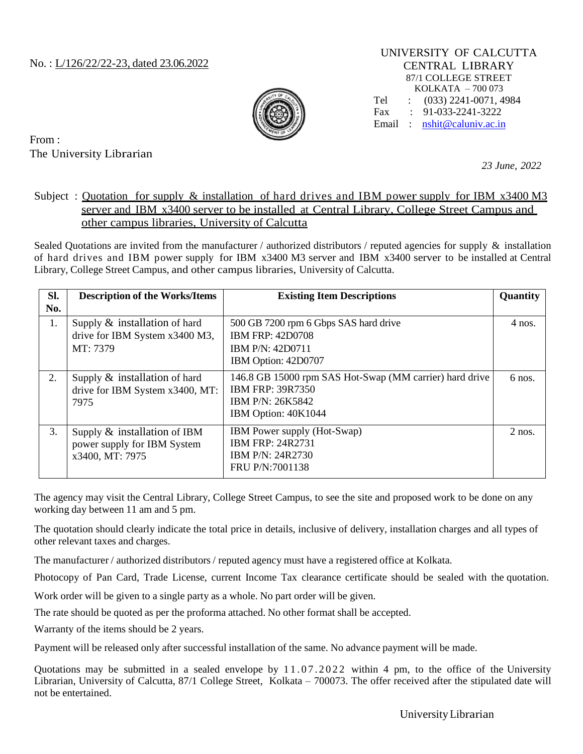No. : L/126/22/22-23, dated 23.06.2022

UNIVERSITY OF CALCUTTA
CENTRAL LIBRARY
87/1 COLLEGE STREET
KOLKATA – 700 073
Tel : (033) 2241-0071, 4984
Fax : 91-033-2241-3222
Email : nshit@caluniv.ac.in

From :
The University Librarian

*23 June, 2022*

Subject : Quotation for supply & installation of hard drives and IBM power supply for IBM x3400 M3 server and IBM x3400 server to be installed at Central Library, College Street Campus and other campus libraries, University of Calcutta

Sealed Quotations are invited from the manufacturer / authorized distributors / reputed agencies for supply & installation of hard drives and IBM power supply for IBM x3400 M3 server and IBM x3400 server to be installed at Central Library, College Street Campus, and other campus libraries, University of Calcutta.

| Sl. No. | Description of the Works/Items | Existing Item Descriptions | Quantity |
|---|---|---|---|
| 1. | Supply & installation of hard drive for IBM System x3400 M3, MT: 7379 | 500 GB 7200 rpm 6 Gbps SAS hard drive<br>IBM FRP: 42D0708<br>IBM P/N: 42D0711<br>IBM Option: 42D0707 | 4 nos. |
| 2. | Supply & installation of hard drive for IBM System x3400, MT: 7975 | 146.8 GB 15000 rpm SAS Hot-Swap (MM carrier) hard drive<br>IBM FRP: 39R7350<br>IBM P/N: 26K5842<br>IBM Option: 40K1044 | 6 nos. |
| 3. | Supply & installation of IBM power supply for IBM System x3400, MT: 7975 | IBM Power supply (Hot-Swap)<br>IBM FRP: 24R2731<br>IBM P/N: 24R2730<br>FRU P/N:7001138 | 2 nos. |

The agency may visit the Central Library, College Street Campus, to see the site and proposed work to be done on any working day between 11 am and 5 pm.

The quotation should clearly indicate the total price in details, inclusive of delivery, installation charges and all types of other relevant taxes and charges.

The manufacturer / authorized distributors / reputed agency must have a registered office at Kolkata.

Photocopy of Pan Card, Trade License, current Income Tax clearance certificate should be sealed with the quotation.

Work order will be given to a single party as a whole. No part order will be given.

The rate should be quoted as per the proforma attached. No other format shall be accepted.

Warranty of the items should be 2 years.

Payment will be released only after successful installation of the same. No advance payment will be made.

Quotations may be submitted in a sealed envelope by 11.07.2022 within 4 pm, to the office of the University Librarian, University of Calcutta, 87/1 College Street, Kolkata – 700073. The offer received after the stipulated date will not be entertained.

University Librarian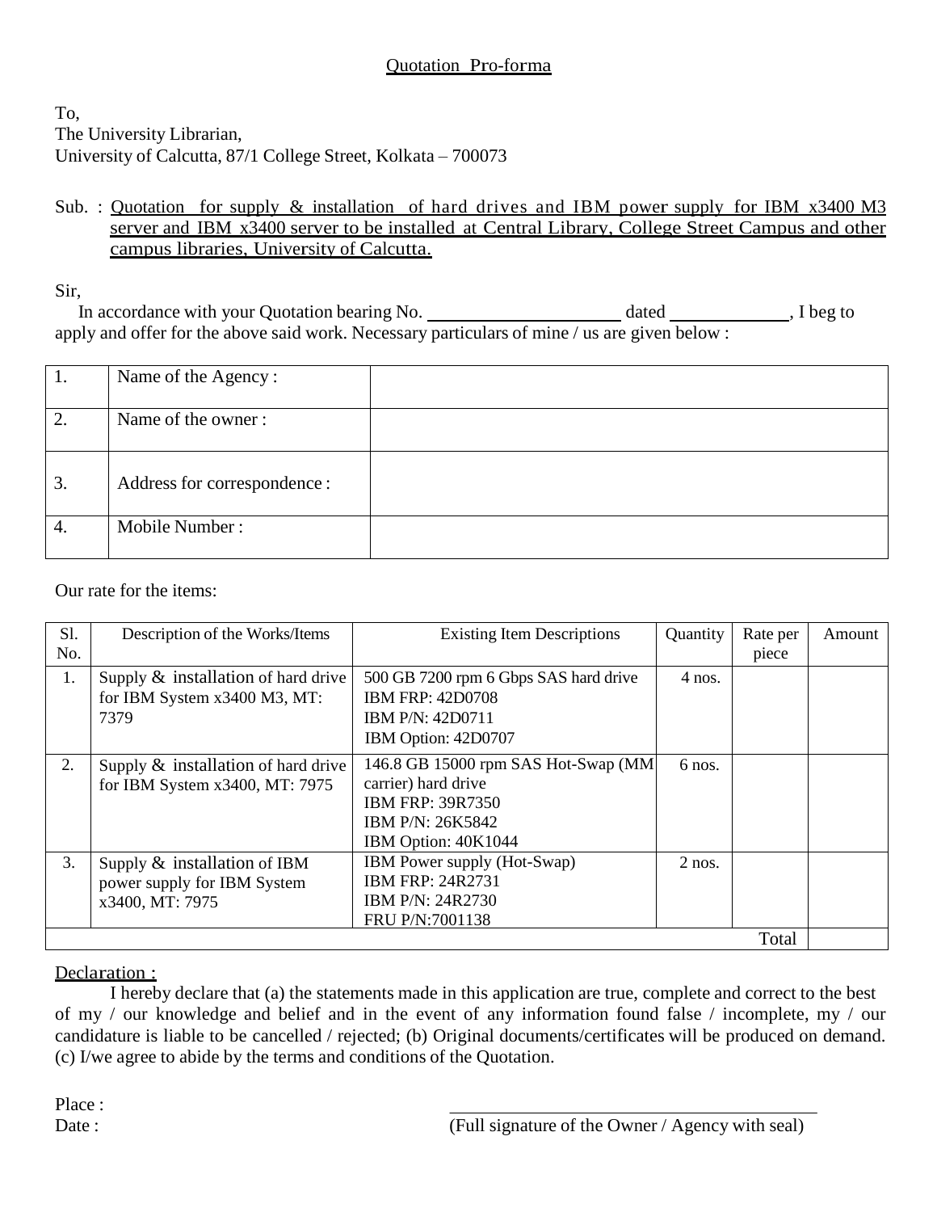## Quotation Pro-forma

To,
The University Librarian,
University of Calcutta, 87/1 College Street, Kolkata – 700073

Sub. : Quotation for supply & installation of hard drives and IBM power supply for IBM x3400 M3 server and IBM x3400 server to be installed at Central Library, College Street Campus and other campus libraries, University of Calcutta.

Sir,

In accordance with your Quotation bearing No. ____________________ dated ____________, I beg to apply and offer for the above said work. Necessary particulars of mine / us are given below :

| | | |
|---|---|---|
| 1. | Name of the Agency : | |
| 2. | Name of the owner : | |
| 3. | Address for correspondence : | |
| 4. | Mobile Number : | |

Our rate for the items:

| Sl. No. | Description of the Works/Items | Existing Item Descriptions | Quantity | Rate per piece | Amount |
|---|---|---|---|---|---|
| 1. | Supply & installation of hard drive for IBM System x3400 M3, MT: 7379 | 500 GB 7200 rpm 6 Gbps SAS hard drive<br>IBM FRP: 42D0708<br>IBM P/N: 42D0711<br>IBM Option: 42D0707 | 4 nos. | | |
| 2. | Supply & installation of hard drive for IBM System x3400, MT: 7975 | 146.8 GB 15000 rpm SAS Hot-Swap (MM carrier) hard drive<br>IBM FRP: 39R7350<br>IBM P/N: 26K5842<br>IBM Option: 40K1044 | 6 nos. | | |
| 3. | Supply & installation of IBM power supply for IBM System x3400, MT: 7975 | IBM Power supply (Hot-Swap)<br>IBM FRP: 24R2731<br>IBM P/N: 24R2730<br>FRU P/N:7001138 | 2 nos. | | |
| | | | | Total | |

Declaration :

I hereby declare that (a) the statements made in this application are true, complete and correct to the best of my / our knowledge and belief and in the event of any information found false / incomplete, my / our candidature is liable to be cancelled / rejected; (b) Original documents/certificates will be produced on demand. (c) I/we agree to abide by the terms and conditions of the Quotation.

Place :

Date :

(Full signature of the Owner / Agency with seal)